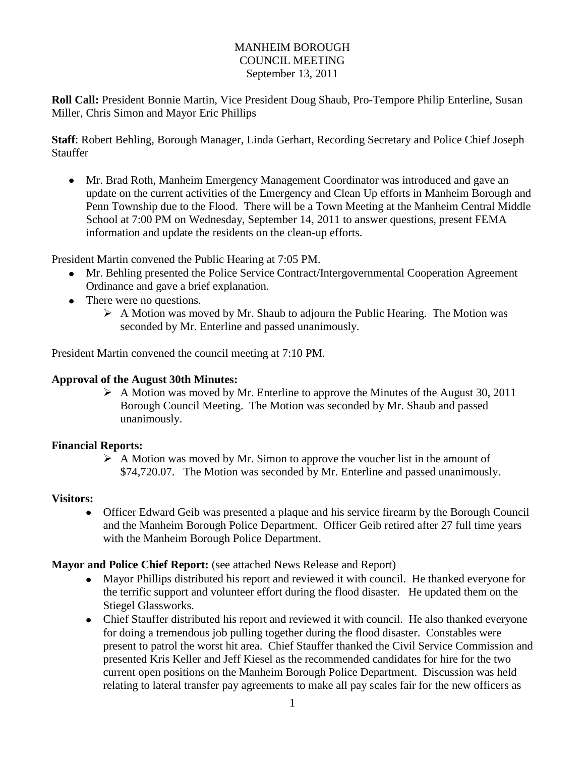MANHEIM BOROUGH
COUNCIL MEETING
September 13, 2011

**Roll Call:** President Bonnie Martin, Vice President Doug Shaub, Pro-Tempore Philip Enterline, Susan Miller, Chris Simon and Mayor Eric Phillips

**Staff**: Robert Behling, Borough Manager, Linda Gerhart, Recording Secretary and Police Chief Joseph Stauffer

- Mr. Brad Roth, Manheim Emergency Management Coordinator was introduced and gave an update on the current activities of the Emergency and Clean Up efforts in Manheim Borough and Penn Township due to the Flood. There will be a Town Meeting at the Manheim Central Middle School at 7:00 PM on Wednesday, September 14, 2011 to answer questions, present FEMA information and update the residents on the clean-up efforts.

President Martin convened the Public Hearing at 7:05 PM.

- Mr. Behling presented the Police Service Contract/Intergovernmental Cooperation Agreement Ordinance and gave a brief explanation.
- There were no questions.
  - A Motion was moved by Mr. Shaub to adjourn the Public Hearing. The Motion was seconded by Mr. Enterline and passed unanimously.

President Martin convened the council meeting at 7:10 PM.

**Approval of the August 30th Minutes:**

- A Motion was moved by Mr. Enterline to approve the Minutes of the August 30, 2011 Borough Council Meeting. The Motion was seconded by Mr. Shaub and passed unanimously.

**Financial Reports:**

- A Motion was moved by Mr. Simon to approve the voucher list in the amount of $74,720.07. The Motion was seconded by Mr. Enterline and passed unanimously.

**Visitors:**

- Officer Edward Geib was presented a plaque and his service firearm by the Borough Council and the Manheim Borough Police Department. Officer Geib retired after 27 full time years with the Manheim Borough Police Department.

**Mayor and Police Chief Report:** (see attached News Release and Report)

- Mayor Phillips distributed his report and reviewed it with council. He thanked everyone for the terrific support and volunteer effort during the flood disaster. He updated them on the Stiegel Glassworks.
- Chief Stauffer distributed his report and reviewed it with council. He also thanked everyone for doing a tremendous job pulling together during the flood disaster. Constables were present to patrol the worst hit area. Chief Stauffer thanked the Civil Service Commission and presented Kris Keller and Jeff Kiesel as the recommended candidates for hire for the two current open positions on the Manheim Borough Police Department. Discussion was held relating to lateral transfer pay agreements to make all pay scales fair for the new officers as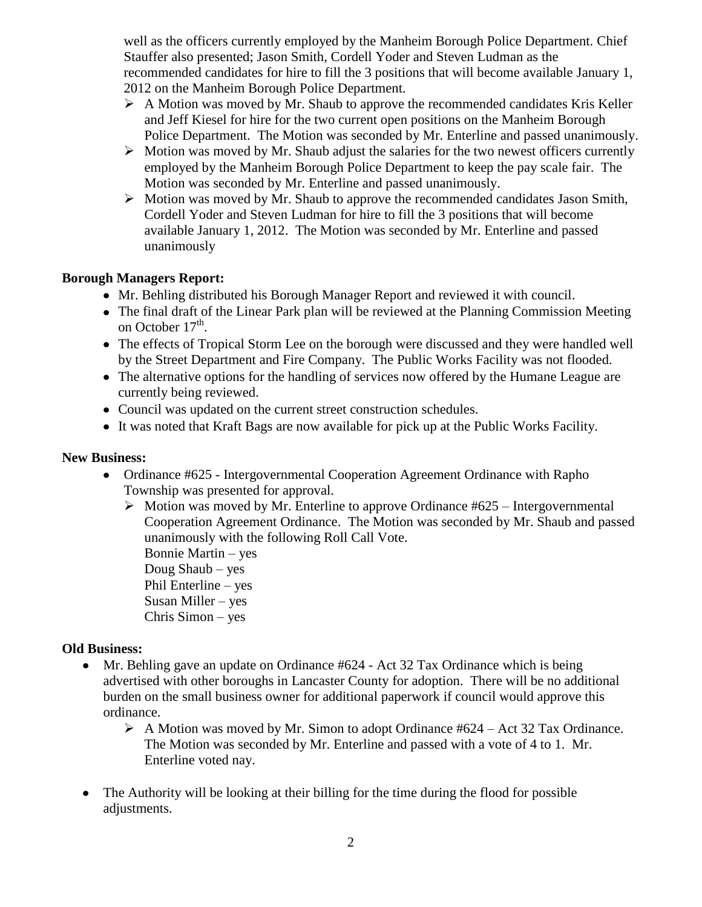well as the officers currently employed by the Manheim Borough Police Department. Chief Stauffer also presented; Jason Smith, Cordell Yoder and Steven Ludman as the recommended candidates for hire to fill the 3 positions that will become available January 1, 2012 on the Manheim Borough Police Department.

- A Motion was moved by Mr. Shaub to approve the recommended candidates Kris Keller and Jeff Kiesel for hire for the two current open positions on the Manheim Borough Police Department. The Motion was seconded by Mr. Enterline and passed unanimously.
- Motion was moved by Mr. Shaub adjust the salaries for the two newest officers currently employed by the Manheim Borough Police Department to keep the pay scale fair. The Motion was seconded by Mr. Enterline and passed unanimously.
- Motion was moved by Mr. Shaub to approve the recommended candidates Jason Smith, Cordell Yoder and Steven Ludman for hire to fill the 3 positions that will become available January 1, 2012. The Motion was seconded by Mr. Enterline and passed unanimously

**Borough Managers Report:**

- Mr. Behling distributed his Borough Manager Report and reviewed it with council.
- The final draft of the Linear Park plan will be reviewed at the Planning Commission Meeting on October 17th.
- The effects of Tropical Storm Lee on the borough were discussed and they were handled well by the Street Department and Fire Company. The Public Works Facility was not flooded.
- The alternative options for the handling of services now offered by the Humane League are currently being reviewed.
- Council was updated on the current street construction schedules.
- It was noted that Kraft Bags are now available for pick up at the Public Works Facility.

**New Business:**

- Ordinance #625 - Intergovernmental Cooperation Agreement Ordinance with Rapho Township was presented for approval.
  - Motion was moved by Mr. Enterline to approve Ordinance #625 – Intergovernmental Cooperation Agreement Ordinance. The Motion was seconded by Mr. Shaub and passed unanimously with the following Roll Call Vote.
    Bonnie Martin – yes
    Doug Shaub – yes
    Phil Enterline – yes
    Susan Miller – yes
    Chris Simon – yes

**Old Business:**

- Mr. Behling gave an update on Ordinance #624 - Act 32 Tax Ordinance which is being advertised with other boroughs in Lancaster County for adoption. There will be no additional burden on the small business owner for additional paperwork if council would approve this ordinance.
  - A Motion was moved by Mr. Simon to adopt Ordinance #624 – Act 32 Tax Ordinance. The Motion was seconded by Mr. Enterline and passed with a vote of 4 to 1. Mr. Enterline voted nay.
- The Authority will be looking at their billing for the time during the flood for possible adjustments.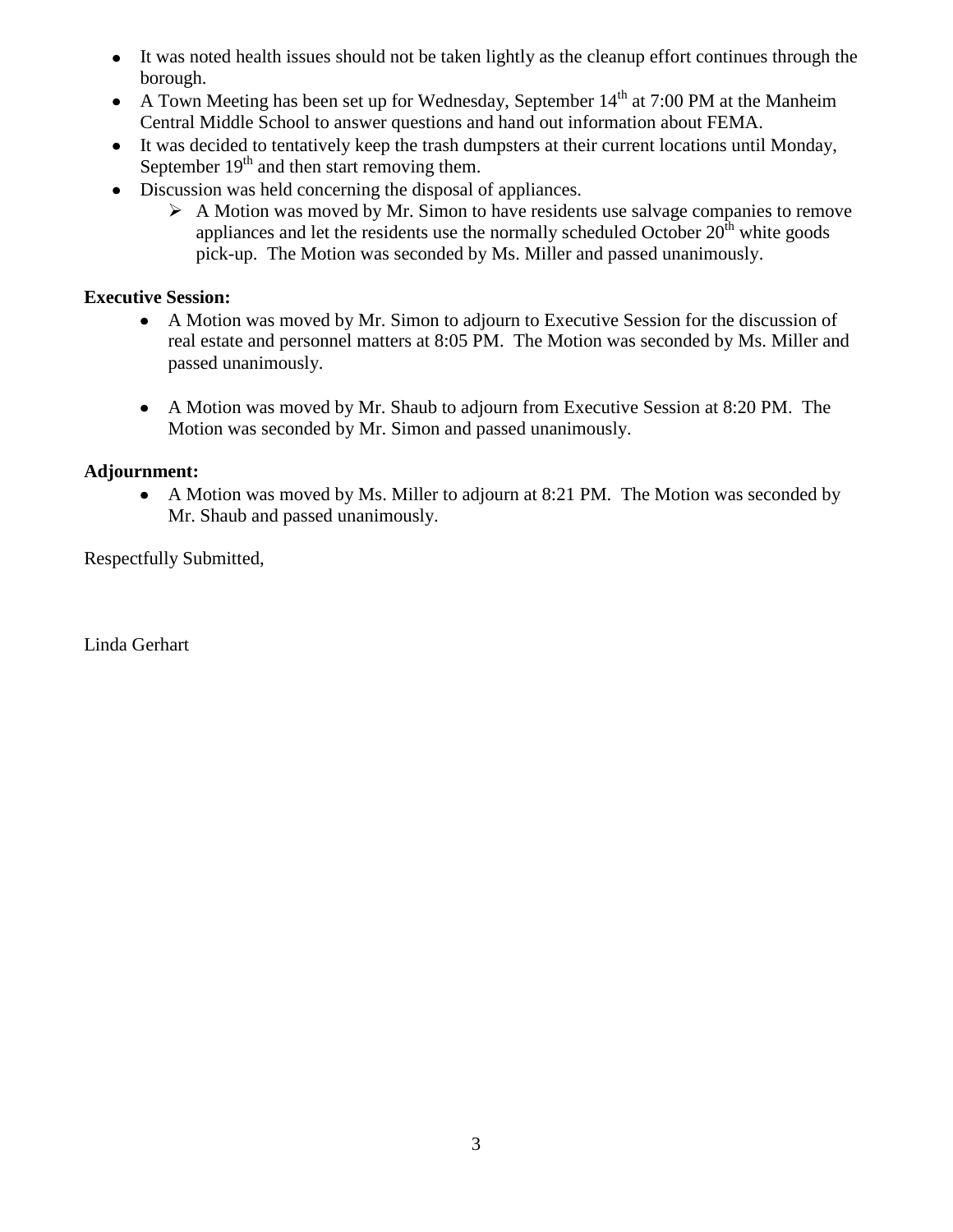- It was noted health issues should not be taken lightly as the cleanup effort continues through the borough.
- A Town Meeting has been set up for Wednesday, September 14th at 7:00 PM at the Manheim Central Middle School to answer questions and hand out information about FEMA.
- It was decided to tentatively keep the trash dumpsters at their current locations until Monday, September 19th and then start removing them.
- Discussion was held concerning the disposal of appliances.
  - A Motion was moved by Mr. Simon to have residents use salvage companies to remove appliances and let the residents use the normally scheduled October 20th white goods pick-up. The Motion was seconded by Ms. Miller and passed unanimously.

**Executive Session:**

- A Motion was moved by Mr. Simon to adjourn to Executive Session for the discussion of real estate and personnel matters at 8:05 PM. The Motion was seconded by Ms. Miller and passed unanimously.

- A Motion was moved by Mr. Shaub to adjourn from Executive Session at 8:20 PM. The Motion was seconded by Mr. Simon and passed unanimously.

**Adjournment:**

- A Motion was moved by Ms. Miller to adjourn at 8:21 PM. The Motion was seconded by Mr. Shaub and passed unanimously.

Respectfully Submitted,

Linda Gerhart